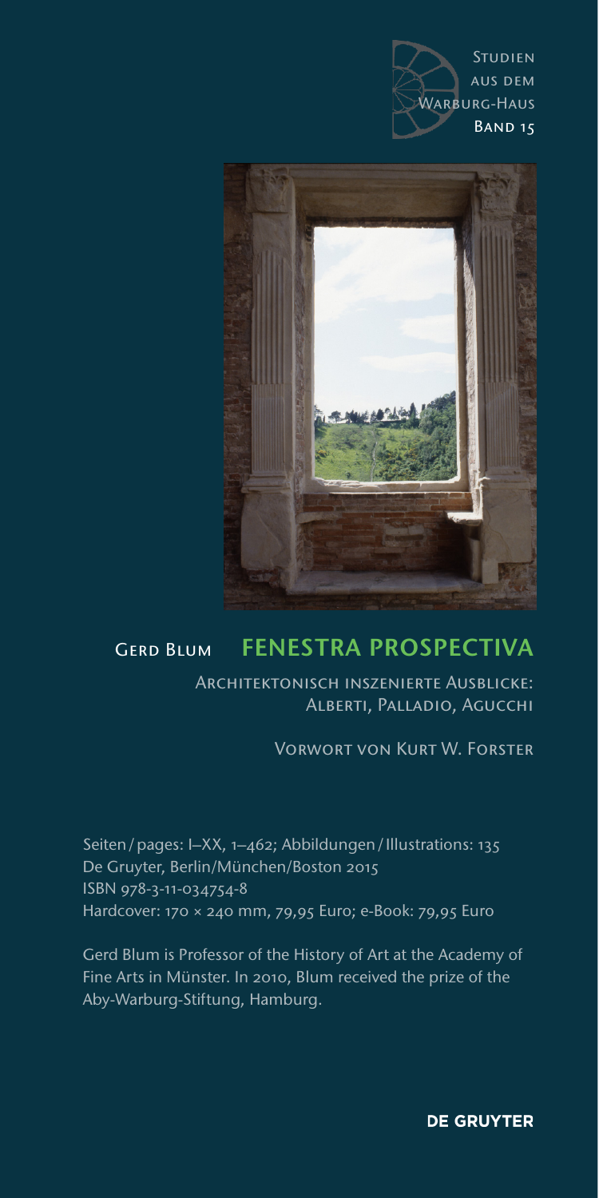Studien aus dem Warburg-Haus
Band 15

Gerd Blum

# Fenestra Prospectiva

## Architektonisch inszenierte Ausblicke: Alberti, Palladio, Agucchi

Vorwort von Kurt W. Forster

Seiten / pages: I–XX, 1–462; Abbildungen / Illustrations: 135
De Gruyter, Berlin/München/Boston 2015
ISBN 978-3-11-034754-8
Hardcover: 170 × 240 mm, 79,95 Euro; e-Book: 79,95 Euro

Gerd Blum is Professor of the History of Art at the Academy of Fine Arts in Münster. In 2010, Blum received the prize of the Aby-Warburg-Stiftung, Hamburg.

DE GRUYTER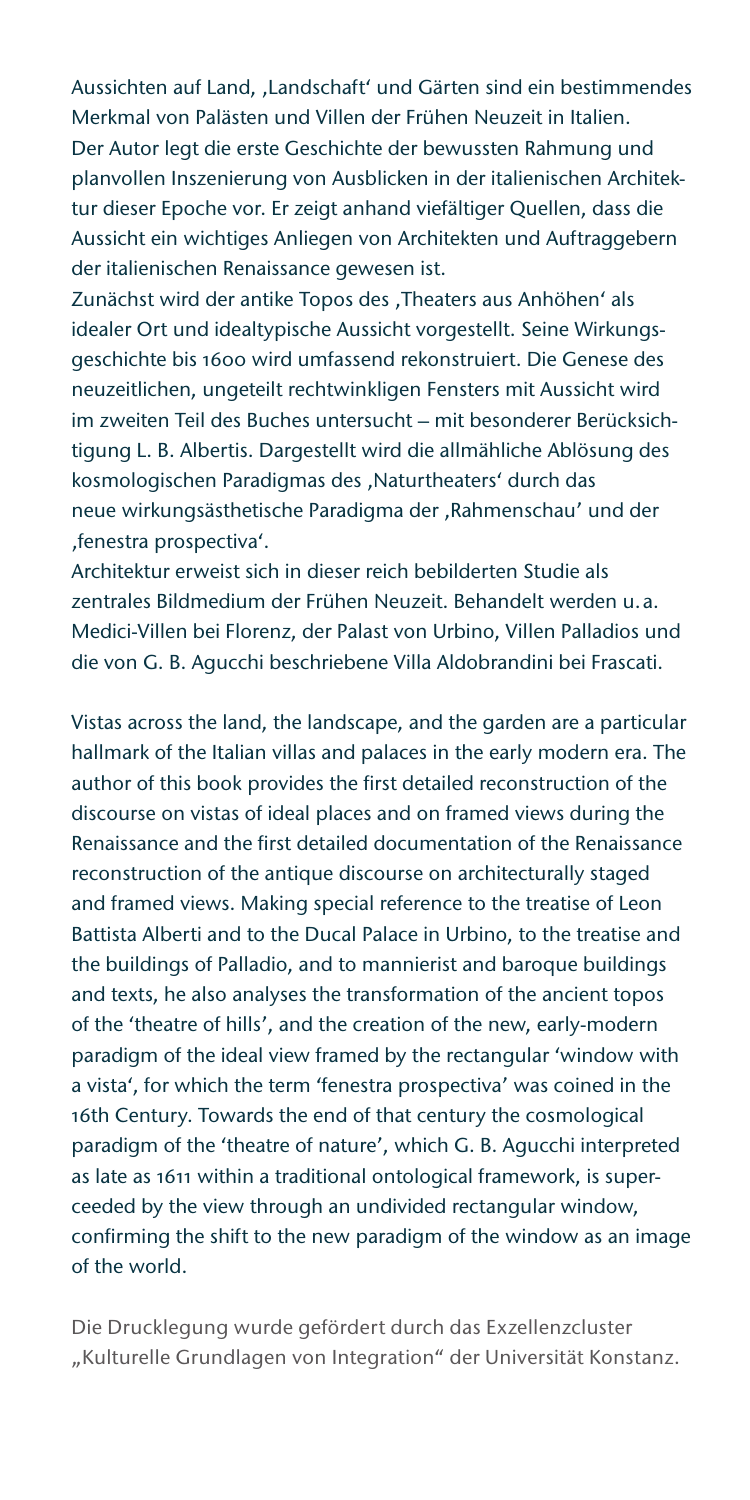Aussichten auf Land, ‚Landschaft' und Gärten sind ein bestimmendes Merkmal von Palästen und Villen der Frühen Neuzeit in Italien. Der Autor legt die erste Geschichte der bewussten Rahmung und planvollen Inszenierung von Ausblicken in der italienischen Architektur dieser Epoche vor. Er zeigt anhand vielfältiger Quellen, dass die Aussicht ein wichtiges Anliegen von Architekten und Auftraggebern der italienischen Renaissance gewesen ist.

Zunächst wird der antike Topos des ‚Theaters aus Anhöhen' als idealer Ort und idealtypische Aussicht vorgestellt. Seine Wirkungsgeschichte bis 1600 wird umfassend rekonstruiert. Die Genese des neuzeitlichen, ungeteilt rechtwinkligen Fensters mit Aussicht wird im zweiten Teil des Buches untersucht – mit besonderer Berücksichtigung L. B. Albertis. Dargestellt wird die allmähliche Ablösung des kosmologischen Paradigmas des ‚Naturtheaters' durch das neue wirkungsästhetische Paradigma der ‚Rahmenschau' und der ‚fenestra prospectiva'.

Architektur erweist sich in dieser reich bebilderten Studie als zentrales Bildmedium der Frühen Neuzeit. Behandelt werden u. a. Medici-Villen bei Florenz, der Palast von Urbino, Villen Palladios und die von G. B. Agucchi beschriebene Villa Aldobrandini bei Frascati.

Vistas across the land, the landscape, and the garden are a particular hallmark of the Italian villas and palaces in the early modern era. The author of this book provides the first detailed reconstruction of the discourse on vistas of ideal places and on framed views during the Renaissance and the first detailed documentation of the Renaissance reconstruction of the antique discourse on architecturally staged and framed views. Making special reference to the treatise of Leon Battista Alberti and to the Ducal Palace in Urbino, to the treatise and the buildings of Palladio, and to mannierist and baroque buildings and texts, he also analyses the transformation of the ancient topos of the 'theatre of hills', and the creation of the new, early-modern paradigm of the ideal view framed by the rectangular 'window with a vista', for which the term 'fenestra prospectiva' was coined in the 16th Century. Towards the end of that century the cosmological paradigm of the 'theatre of nature', which G. B. Agucchi interpreted as late as 1611 within a traditional ontological framework, is superceeded by the view through an undivided rectangular window, confirming the shift to the new paradigm of the window as an image of the world.

Die Drucklegung wurde gefördert durch das Exzellenzcluster „Kulturelle Grundlagen von Integration" der Universität Konstanz.